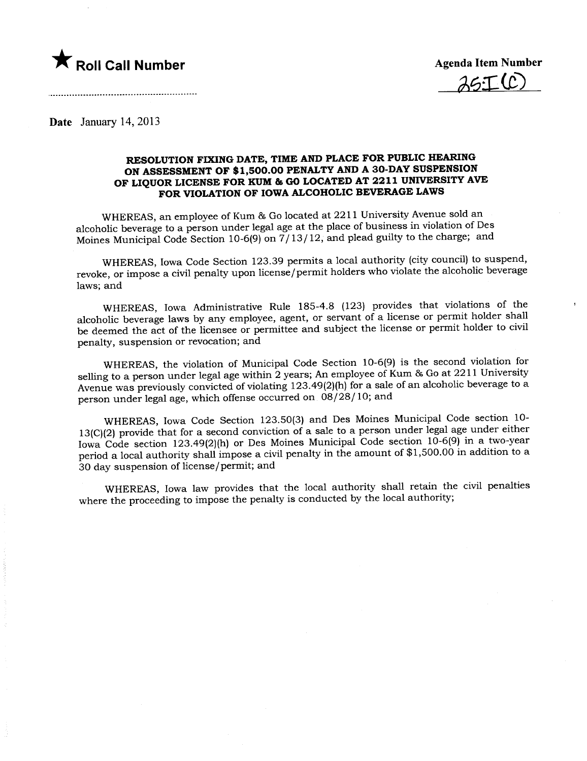★ **Roll Call Number**

**Agenda Item Number**

25I(C)

**Date** January 14, 2013

**RESOLUTION FIXING DATE, TIME AND PLACE FOR PUBLIC HEARING ON ASSESSMENT OF $1,500.00 PENALTY AND A 30-DAY SUSPENSION OF LIQUOR LICENSE FOR KUM & GO LOCATED AT 2211 UNIVERSITY AVE FOR VIOLATION OF IOWA ALCOHOLIC BEVERAGE LAWS**

WHEREAS, an employee of Kum & Go located at 2211 University Avenue sold an alcoholic beverage to a person under legal age at the place of business in violation of Des Moines Municipal Code Section 10-6(9) on 7/13/12, and plead guilty to the charge; and

WHEREAS, Iowa Code Section 123.39 permits a local authority (city council) to suspend, revoke, or impose a civil penalty upon license/permit holders who violate the alcoholic beverage laws; and

WHEREAS, Iowa Administrative Rule 185-4.8 (123) provides that violations of the alcoholic beverage laws by any employee, agent, or servant of a license or permit holder shall be deemed the act of the licensee or permittee and subject the license or permit holder to civil penalty, suspension or revocation; and

WHEREAS, the violation of Municipal Code Section 10-6(9) is the second violation for selling to a person under legal age within 2 years; An employee of Kum & Go at 2211 University Avenue was previously convicted of violating 123.49(2)(h) for a sale of an alcoholic beverage to a person under legal age, which offense occurred on 08/28/10; and

WHEREAS, Iowa Code Section 123.50(3) and Des Moines Municipal Code section 10-13(C)(2) provide that for a second conviction of a sale to a person under legal age under either Iowa Code section 123.49(2)(h) or Des Moines Municipal Code section 10-6(9) in a two-year period a local authority shall impose a civil penalty in the amount of $1,500.00 in addition to a 30 day suspension of license/permit; and

WHEREAS, Iowa law provides that the local authority shall retain the civil penalties where the proceeding to impose the penalty is conducted by the local authority;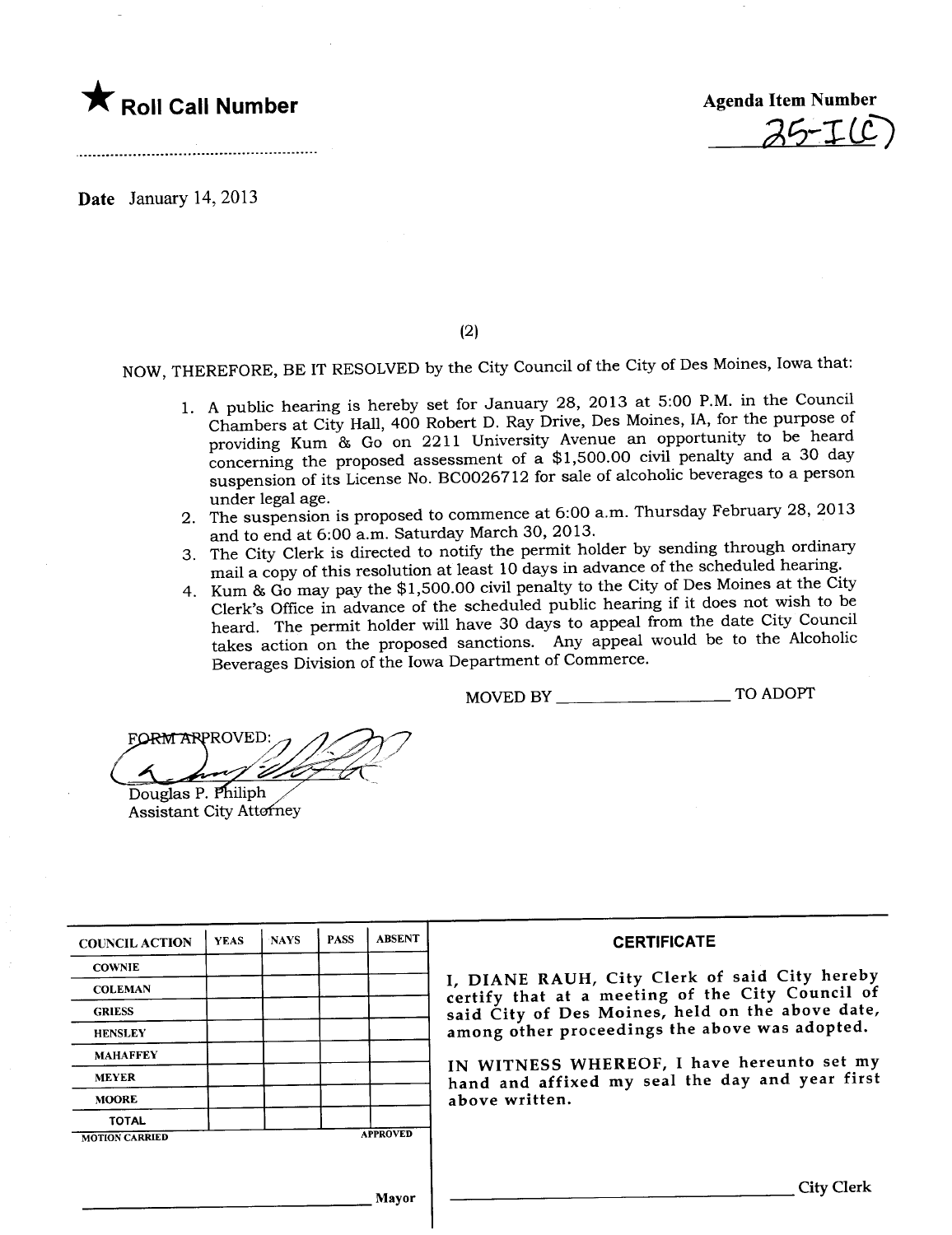★ **Roll Call Number**

.........................................................

**Agenda Item Number**

25-I(C)

**Date** January 14, 2013

(2)

NOW, THEREFORE, BE IT RESOLVED by the City Council of the City of Des Moines, Iowa that:

1. A public hearing is hereby set for January 28, 2013 at 5:00 P.M. in the Council Chambers at City Hall, 400 Robert D. Ray Drive, Des Moines, IA, for the purpose of providing Kum & Go on 2211 University Avenue an opportunity to be heard concerning the proposed assessment of a $1,500.00 civil penalty and a 30 day suspension of its License No. BC0026712 for sale of alcoholic beverages to a person under legal age.
2. The suspension is proposed to commence at 6:00 a.m. Thursday February 28, 2013 and to end at 6:00 a.m. Saturday March 30, 2013.
3. The City Clerk is directed to notify the permit holder by sending through ordinary mail a copy of this resolution at least 10 days in advance of the scheduled hearing.
4. Kum & Go may pay the $1,500.00 civil penalty to the City of Des Moines at the City Clerk's Office in advance of the scheduled public hearing if it does not wish to be heard. The permit holder will have 30 days to appeal from the date City Council takes action on the proposed sanctions. Any appeal would be to the Alcoholic Beverages Division of the Iowa Department of Commerce.

MOVED BY ___________________ TO ADOPT

FORM APPROVED:

Douglas P. Philiph
Assistant City Attorney

| COUNCIL ACTION | YEAS | NAYS | PASS | ABSENT |
|---|---|---|---|---|
| COWNIE | | | | |
| COLEMAN | | | | |
| GRIESS | | | | |
| HENSLEY | | | | |
| MAHAFFEY | | | | |
| MEYER | | | | |
| MOORE | | | | |
| TOTAL | | | | |

MOTION CARRIED APPROVED

_______________________________ Mayor

**CERTIFICATE**

I, DIANE RAUH, City Clerk of said City hereby certify that at a meeting of the City Council of said City of Des Moines, held on the above date, among other proceedings the above was adopted.

IN WITNESS WHEREOF, I have hereunto set my hand and affixed my seal the day and year first above written.

_______________________________ City Clerk